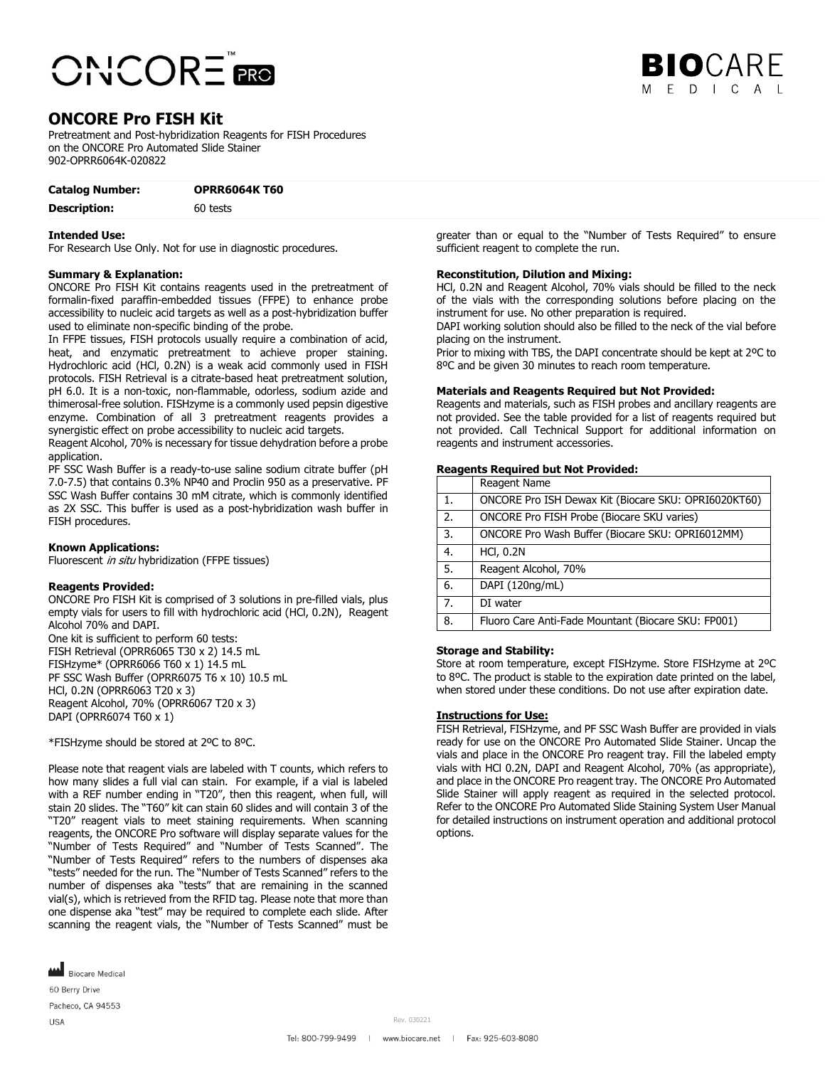# ONCORE Pro FISH Kit

Pretreatment and Post-hybridization Reagents for FISH Procedures on the ONCORE Pro Automated Slide Stainer
902-OPRR6064K-020822

| **Catalog Number:** | **OPRR6064K T60** |
|---|---|
| **Description:** | 60 tests |

**Intended Use:**
For Research Use Only. Not for use in diagnostic procedures.

**Summary & Explanation:**
ONCORE Pro FISH Kit contains reagents used in the pretreatment of formalin-fixed paraffin-embedded tissues (FFPE) to enhance probe accessibility to nucleic acid targets as well as a post-hybridization buffer used to eliminate non-specific binding of the probe.
In FFPE tissues, FISH protocols usually require a combination of acid, heat, and enzymatic pretreatment to achieve proper staining. Hydrochloric acid (HCl, 0.2N) is a weak acid commonly used in FISH protocols. FISH Retrieval is a citrate-based heat pretreatment solution, pH 6.0. It is a non-toxic, non-flammable, odorless, sodium azide and thimerosal-free solution. FISHzyme is a commonly used pepsin digestive enzyme. Combination of all 3 pretreatment reagents provides a synergistic effect on probe accessibility to nucleic acid targets.
Reagent Alcohol, 70% is necessary for tissue dehydration before a probe application.
PF SSC Wash Buffer is a ready-to-use saline sodium citrate buffer (pH 7.0-7.5) that contains 0.3% NP40 and Proclin 950 as a preservative. PF SSC Wash Buffer contains 30 mM citrate, which is commonly identified as 2X SSC. This buffer is used as a post-hybridization wash buffer in FISH procedures.

**Known Applications:**
Fluorescent *in situ* hybridization (FFPE tissues)

**Reagents Provided:**
ONCORE Pro FISH Kit is comprised of 3 solutions in pre-filled vials, plus empty vials for users to fill with hydrochloric acid (HCl, 0.2N), Reagent Alcohol 70% and DAPI.
One kit is sufficient to perform 60 tests:
FISH Retrieval (OPRR6065 T30 x 2) 14.5 mL
FISHzyme* (OPRR6066 T60 x 1) 14.5 mL
PF SSC Wash Buffer (OPRR6075 T6 x 10) 10.5 mL
HCl, 0.2N (OPRR6063 T20 x 3)
Reagent Alcohol, 70% (OPRR6067 T20 x 3)
DAPI (OPRR6074 T60 x 1)

*FISHzyme should be stored at 2ºC to 8ºC.

Please note that reagent vials are labeled with T counts, which refers to how many slides a full vial can stain. For example, if a vial is labeled with a REF number ending in "T20", then this reagent, when full, will stain 20 slides. The "T60" kit can stain 60 slides and will contain 3 of the "T20" reagent vials to meet staining requirements. When scanning reagents, the ONCORE Pro software will display separate values for the "Number of Tests Required" and "Number of Tests Scanned". The "Number of Tests Required" refers to the numbers of dispenses aka "tests" needed for the run. The "Number of Tests Scanned" refers to the number of dispenses aka "tests" that are remaining in the scanned vial(s), which is retrieved from the RFID tag. Please note that more than one dispense aka "test" may be required to complete each slide. After scanning the reagent vials, the "Number of Tests Scanned" must be greater than or equal to the "Number of Tests Required" to ensure sufficient reagent to complete the run.

**Reconstitution, Dilution and Mixing:**
HCl, 0.2N and Reagent Alcohol, 70% vials should be filled to the neck of the vials with the corresponding solutions before placing on the instrument for use. No other preparation is required.
DAPI working solution should also be filled to the neck of the vial before placing on the instrument.
Prior to mixing with TBS, the DAPI concentrate should be kept at 2ºC to 8ºC and be given 30 minutes to reach room temperature.

**Materials and Reagents Required but Not Provided:**
Reagents and materials, such as FISH probes and ancillary reagents are not provided. See the table provided for a list of reagents required but not provided. Call Technical Support for additional information on reagents and instrument accessories.

**Reagents Required but Not Provided:**

| | Reagent Name |
|---|---|
| 1. | ONCORE Pro ISH Dewax Kit (Biocare SKU: OPRI6020KT60) |
| 2. | ONCORE Pro FISH Probe (Biocare SKU varies) |
| 3. | ONCORE Pro Wash Buffer (Biocare SKU: OPRI6012MM) |
| 4. | HCl, 0.2N |
| 5. | Reagent Alcohol, 70% |
| 6. | DAPI (120ng/mL) |
| 7. | DI water |
| 8. | Fluoro Care Anti-Fade Mountant (Biocare SKU: FP001) |

**Storage and Stability:**
Store at room temperature, except FISHzyme. Store FISHzyme at 2ºC to 8ºC. The product is stable to the expiration date printed on the label, when stored under these conditions. Do not use after expiration date.

**Instructions for Use:**
FISH Retrieval, FISHzyme, and PF SSC Wash Buffer are provided in vials ready for use on the ONCORE Pro Automated Slide Stainer. Uncap the vials and place in the ONCORE Pro reagent tray. Fill the labeled empty vials with HCl 0.2N, DAPI and Reagent Alcohol, 70% (as appropriate), and place in the ONCORE Pro reagent tray. The ONCORE Pro Automated Slide Stainer will apply reagent as required in the selected protocol. Refer to the ONCORE Pro Automated Slide Staining System User Manual for detailed instructions on instrument operation and additional protocol options.

Biocare Medical
60 Berry Drive
Pacheco, CA 94553
USA

Rev. 030221

Tel: 800-799-9499 | www.biocare.net | Fax: 925-603-8080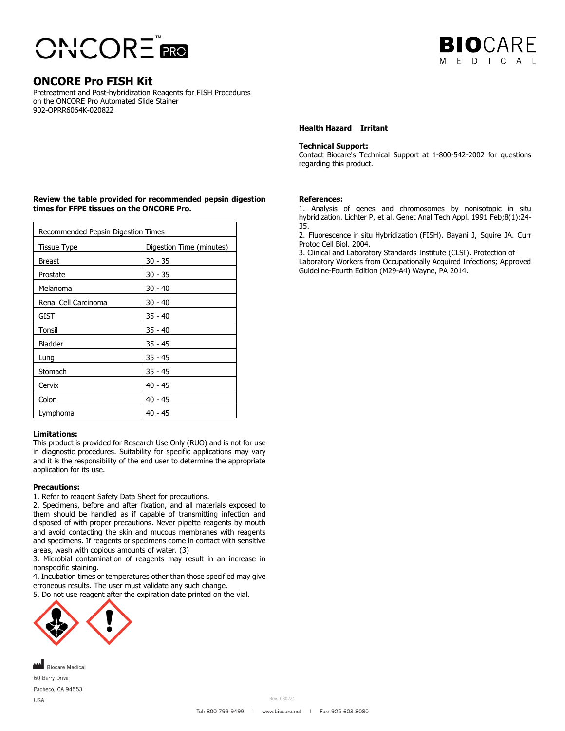# ONCORE Pro FISH Kit

Pretreatment and Post-hybridization Reagents for FISH Procedures on the ONCORE Pro Automated Slide Stainer
902-OPRR6064K-020822

**Review the table provided for recommended pepsin digestion times for FFPE tissues on the ONCORE Pro.**

| Recommended Pepsin Digestion Times | |
|---|---|
| Tissue Type | Digestion Time (minutes) |
| Breast | 30 - 35 |
| Prostate | 30 - 35 |
| Melanoma | 30 - 40 |
| Renal Cell Carcinoma | 30 - 40 |
| GIST | 35 - 40 |
| Tonsil | 35 - 40 |
| Bladder | 35 - 45 |
| Lung | 35 - 45 |
| Stomach | 35 - 45 |
| Cervix | 40 - 45 |
| Colon | 40 - 45 |
| Lymphoma | 40 - 45 |

**Limitations:**
This product is provided for Research Use Only (RUO) and is not for use in diagnostic procedures. Suitability for specific applications may vary and it is the responsibility of the end user to determine the appropriate application for its use.

**Precautions:**
1. Refer to reagent Safety Data Sheet for precautions.
2. Specimens, before and after fixation, and all materials exposed to them should be handled as if capable of transmitting infection and disposed of with proper precautions. Never pipette reagents by mouth and avoid contacting the skin and mucous membranes with reagents and specimens. If reagents or specimens come in contact with sensitive areas, wash with copious amounts of water. (3)
3. Microbial contamination of reagents may result in an increase in nonspecific staining.
4. Incubation times or temperatures other than those specified may give erroneous results. The user must validate any such change.
5. Do not use reagent after the expiration date printed on the vial.

**Health Hazard Irritant**

**Technical Support:**
Contact Biocare's Technical Support at 1-800-542-2002 for questions regarding this product.

**References:**
1. Analysis of genes and chromosomes by nonisotopic in situ hybridization. Lichter P, et al. Genet Anal Tech Appl. 1991 Feb;8(1):24-35.
2. Fluorescence in situ Hybridization (FISH). Bayani J, Squire JA. Curr Protoc Cell Biol. 2004.
3. Clinical and Laboratory Standards Institute (CLSI). Protection of Laboratory Workers from Occupationally Acquired Infections; Approved Guideline-Fourth Edition (M29-A4) Wayne, PA 2014.

Biocare Medical
60 Berry Drive
Pacheco, CA 94553
USA

Rev. 030221

Tel: 800-799-9499 | www.biocare.net | Fax: 925-603-8080